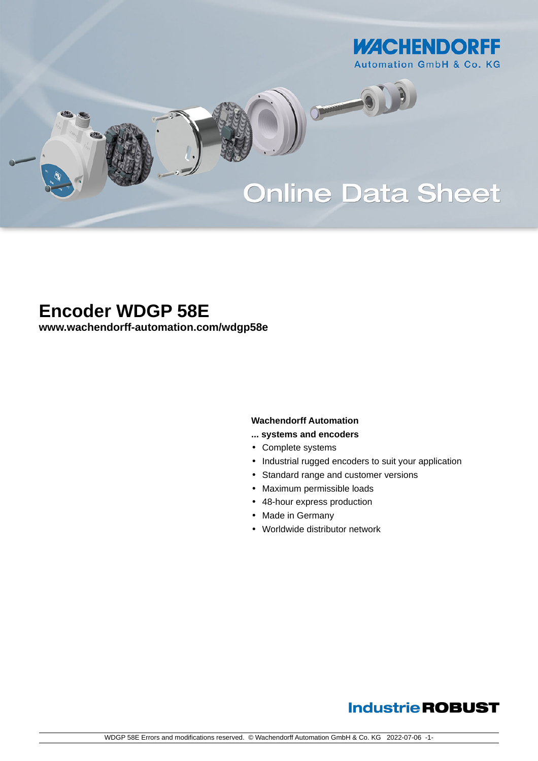WACHENDORFF

Automation GmbH & Co. KG

Online Data Sheet

# Encoder WDGP 58E

**www.wachendorff-automation.com/wdgp58e**

**Wachendorff Automation**

**... systems and encoders**

- Complete systems
- Industrial rugged encoders to suit your application
- Standard range and customer versions
- Maximum permissible loads
- 48-hour express production
- Made in Germany
- Worldwide distributor network

IndustrieROBUST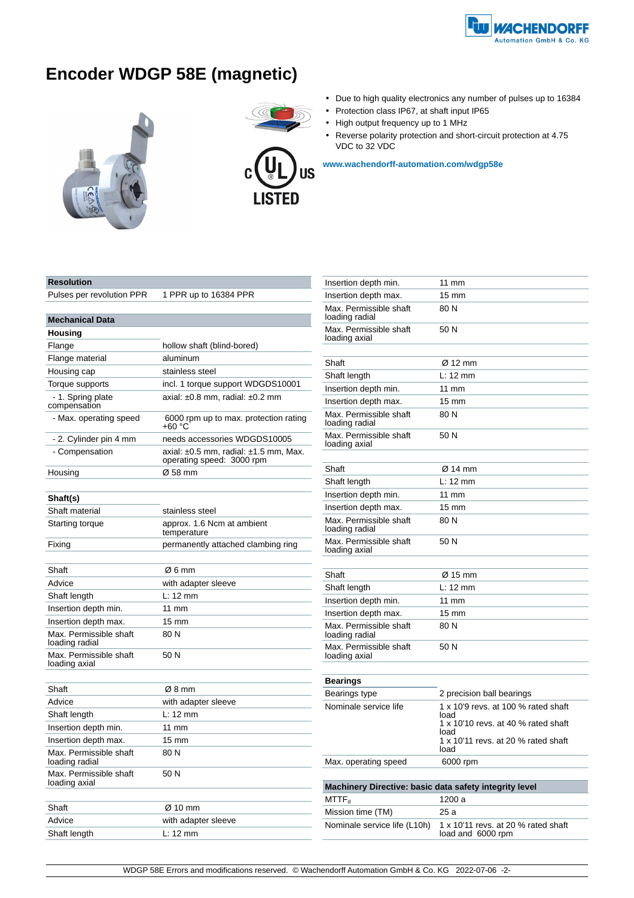# Encoder WDGP 58E (magnetic)

- Due to high quality electronics any number of pulses up to 16384
- Protection class IP67, at shaft input IP65
- High output frequency up to 1 MHz
- Reverse polarity protection and short-circuit protection at 4.75 VDC to 32 VDC

www.wachendorff-automation.com/wdgp58e

| Resolution | |
|---|---|
| Pulses per revolution PPR | 1 PPR up to 16384 PPR |

| Mechanical Data | |
|---|---|
| **Housing** | |
| Flange | hollow shaft (blind-bored) |
| Flange material | aluminum |
| Housing cap | stainless steel |
| Torque supports | incl. 1 torque support WDGDS10001 |
| - 1. Spring plate compensation | axial: ±0.8 mm, radial: ±0.2 mm |
| - Max. operating speed | 6000 rpm up to max. protection rating +60 °C |
| - 2. Cylinder pin 4 mm | needs accessories WDGDS10005 |
| - Compensation | axial: ±0.5 mm, radial: ±1.5 mm, Max. operating speed: 3000 rpm |
| Housing | Ø 58 mm |

| Shaft(s) | |
|---|---|
| Shaft material | stainless steel |
| Starting torque | approx. 1.6 Ncm at ambient temperature |
| Fixing | permanently attached clambing ring |

| Shaft | Ø 6 mm |
|---|---|
| Advice | with adapter sleeve |
| Shaft length | L: 12 mm |
| Insertion depth min. | 11 mm |
| Insertion depth max. | 15 mm |
| Max. Permissible shaft loading radial | 80 N |
| Max. Permissible shaft loading axial | 50 N |

| Shaft | Ø 8 mm |
|---|---|
| Advice | with adapter sleeve |
| Shaft length | L: 12 mm |
| Insertion depth min. | 11 mm |
| Insertion depth max. | 15 mm |
| Max. Permissible shaft loading radial | 80 N |
| Max. Permissible shaft loading axial | 50 N |

| Shaft | Ø 10 mm |
|---|---|
| Advice | with adapter sleeve |
| Shaft length | L: 12 mm |
| Insertion depth min. | 11 mm |
| Insertion depth max. | 15 mm |
| Max. Permissible shaft loading radial | 80 N |
| Max. Permissible shaft loading axial | 50 N |

| Shaft | Ø 12 mm |
|---|---|
| Shaft length | L: 12 mm |
| Insertion depth min. | 11 mm |
| Insertion depth max. | 15 mm |
| Max. Permissible shaft loading radial | 80 N |
| Max. Permissible shaft loading axial | 50 N |

| Shaft | Ø 14 mm |
|---|---|
| Shaft length | L: 12 mm |
| Insertion depth min. | 11 mm |
| Insertion depth max. | 15 mm |
| Max. Permissible shaft loading radial | 80 N |
| Max. Permissible shaft loading axial | 50 N |

| Shaft | Ø 15 mm |
|---|---|
| Shaft length | L: 12 mm |
| Insertion depth min. | 11 mm |
| Insertion depth max. | 15 mm |
| Max. Permissible shaft loading radial | 80 N |
| Max. Permissible shaft loading axial | 50 N |

| Bearings | |
|---|---|
| Bearings type | 2 precision ball bearings |
| Nominale service life | 1 x 10'9 revs. at 100 % rated shaft load<br>1 x 10'10 revs. at 40 % rated shaft load<br>1 x 10'11 revs. at 20 % rated shaft load |
| Max. operating speed | 6000 rpm |

| Machinery Directive: basic data safety integrity level | |
|---|---|
| $MTTF_d$ | 1200 a |
| Mission time (TM) | 25 a |
| Nominale service life (L10h) | 1 x 10'11 revs. at 20 % rated shaft load and 6000 rpm |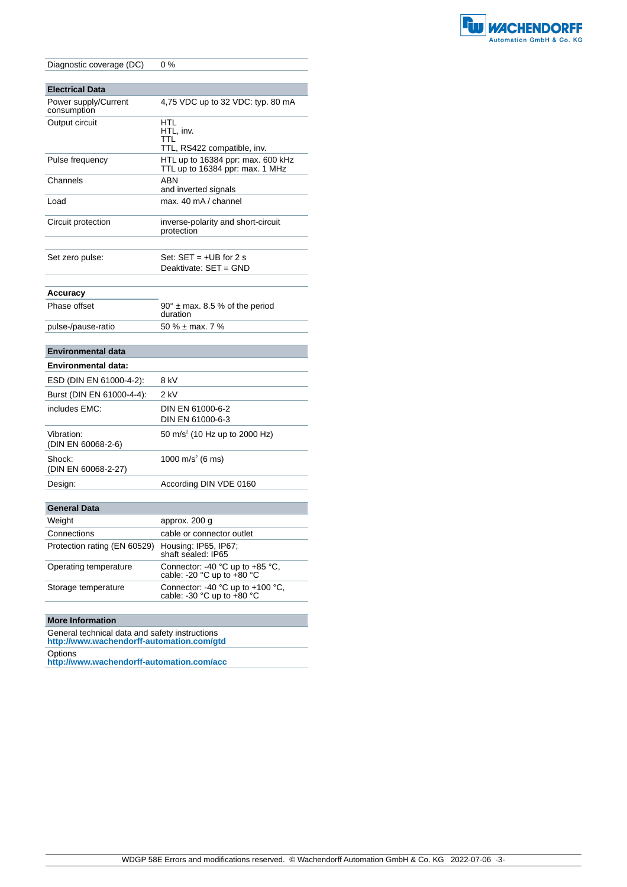| | |
|---|---|
| Diagnostic coverage (DC) | 0 % |

| **Electrical Data** | |
|---|---|
| Power supply/Current consumption | 4,75 VDC up to 32 VDC: typ. 80 mA |
| Output circuit | HTL<br>HTL, inv.<br>TTL<br>TTL, RS422 compatible, inv. |
| Pulse frequency | HTL up to 16384 ppr: max. 600 kHz<br>TTL up to 16384 ppr: max. 1 MHz |
| Channels | ABN<br>and inverted signals |
| Load | max. 40 mA / channel |
| Circuit protection | inverse-polarity and short-circuit protection |
| | |
| Set zero pulse: | Set: SET = +UB for 2 s<br>Deaktivate: SET = GND |

| **Accuracy** | |
|---|---|
| Phase offset | 90° ± max. 8.5 % of the period duration |
| pulse-/pause-ratio | 50 % ± max. 7 % |

| **Environmental data** | |
|---|---|
| **Environmental data:** | |
| ESD (DIN EN 61000-4-2): | 8 kV |
| Burst (DIN EN 61000-4-4): | 2 kV |
| includes EMC: | DIN EN 61000-6-2<br>DIN EN 61000-6-3 |
| Vibration:<br>(DIN EN 60068-2-6) | 50 m/s² (10 Hz up to 2000 Hz) |
| Shock:<br>(DIN EN 60068-2-27) | 1000 m/s² (6 ms) |
| Design: | According DIN VDE 0160 |

| **General Data** | |
|---|---|
| Weight | approx. 200 g |
| Connections | cable or connector outlet |
| Protection rating (EN 60529) | Housing: IP65, IP67;<br>shaft sealed: IP65 |
| Operating temperature | Connector: -40 °C up to +85 °C,<br>cable: -20 °C up to +80 °C |
| Storage temperature | Connector: -40 °C up to +100 °C,<br>cable: -30 °C up to +80 °C |

| **More Information** |
|---|
| General technical data and safety instructions<br>**http://www.wachendorff-automation.com/gtd** |
| Options<br>**http://www.wachendorff-automation.com/acc** |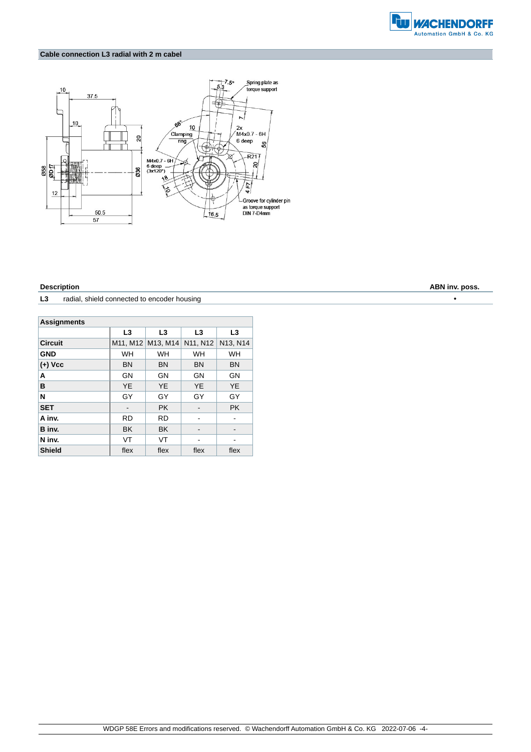## Cable connection L3 radial with 2 m cabel

| Description | | ABN inv. poss. |
|---|---|---|
| L3 | radial, shield connected to encoder housing | • |

| Assignments | | | | |
|---|---|---|---|---|
| | L3 | L3 | L3 | L3 |
| **Circuit** | M11, M12 | M13, M14 | N11, N12 | N13, N14 |
| **GND** | WH | WH | WH | WH |
| **(+) Vcc** | BN | BN | BN | BN |
| **A** | GN | GN | GN | GN |
| **B** | YE | YE | YE | YE |
| **N** | GY | GY | GY | GY |
| **SET** | - | PK | - | PK |
| **A inv.** | RD | RD | - | - |
| **B inv.** | BK | BK | - | - |
| **N inv.** | VT | VT | - | - |
| **Shield** | flex | flex | flex | flex |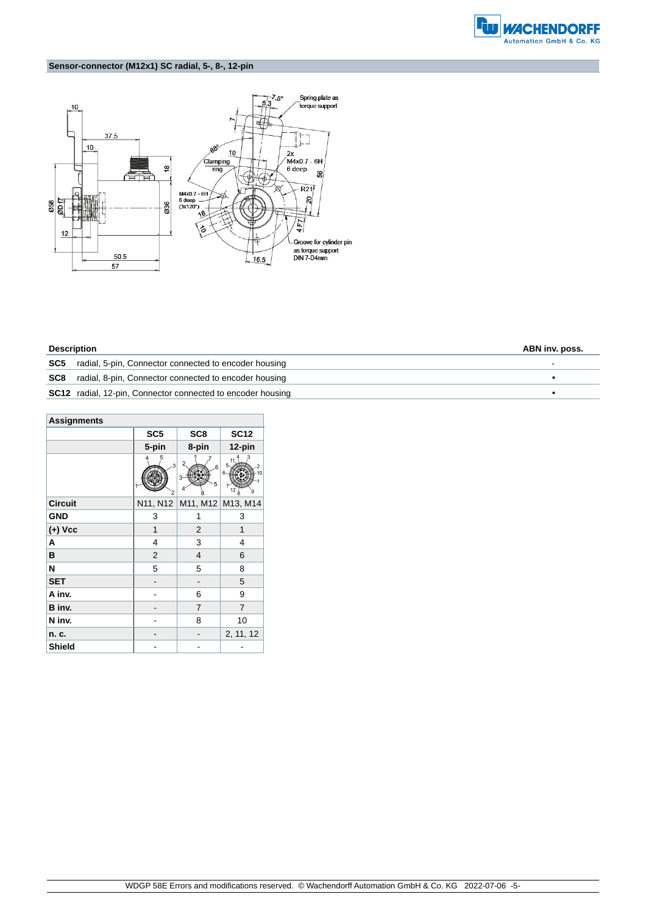## Sensor-connector (M12x1) SC radial, 5-, 8-, 12-pin

| Description | | ABN inv. poss. |
|---|---|---|
| **SC5** | radial, 5-pin, Connector connected to encoder housing | - |
| **SC8** | radial, 8-pin, Connector connected to encoder housing | • |
| **SC12** | radial, 12-pin, Connector connected to encoder housing | • |

| Assignments | SC5 | SC8 | SC12 |
|---|---|---|---|
| | 5-pin | 8-pin | 12-pin |
| **Circuit** | N11, N12 | M11, M12 | M13, M14 |
| **GND** | 3 | 1 | 3 |
| **(+) Vcc** | 1 | 2 | 1 |
| **A** | 4 | 3 | 4 |
| **B** | 2 | 4 | 6 |
| **N** | 5 | 5 | 8 |
| **SET** | - | - | 5 |
| **A inv.** | - | 6 | 9 |
| **B inv.** | - | 7 | 7 |
| **N inv.** | - | 8 | 10 |
| **n. c.** | - | - | 2, 11, 12 |
| **Shield** | - | - | - |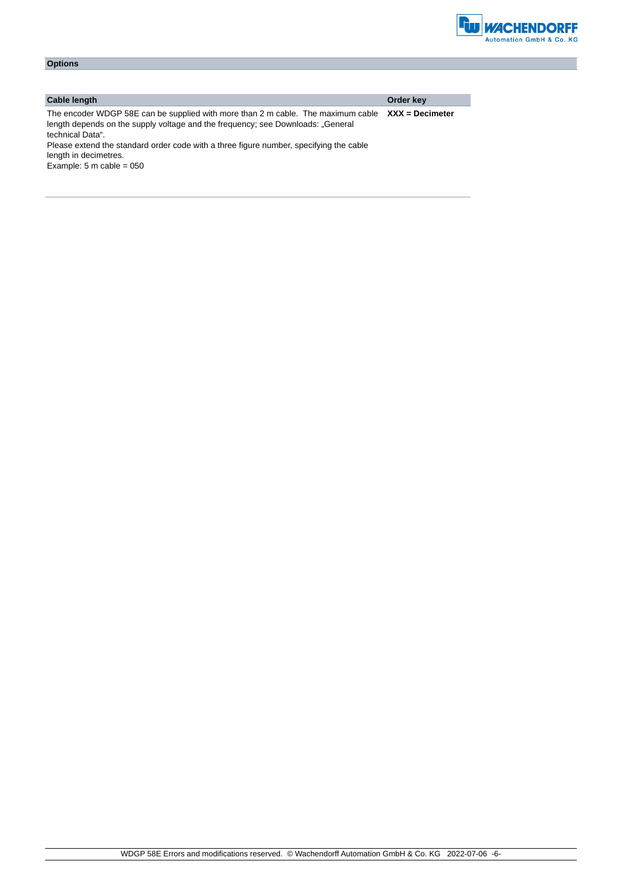## Options

| Cable length | Order key |
|---|---|
| The encoder WDGP 58E can be supplied with more than 2 m cable. The maximum cable length depends on the supply voltage and the frequency; see Downloads: „General technical Data“.<br>Please extend the standard order code with a three figure number, specifying the cable length in decimetres.<br>Example: 5 m cable = 050 | **XXX = Decimeter** |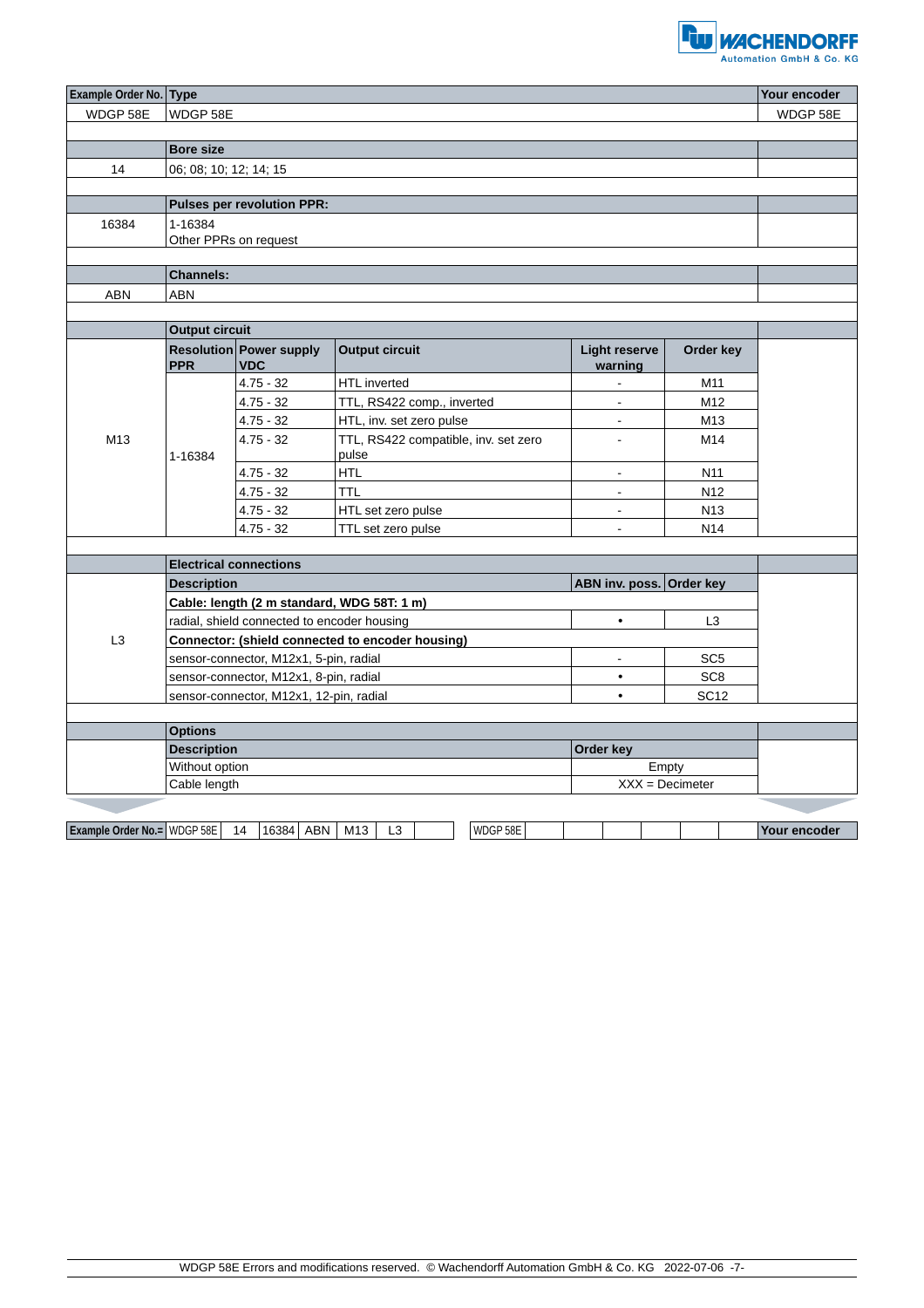| Example Order No. | Type | Your encoder |
|---|---|---|
| WDGP 58E | WDGP 58E | WDGP 58E |

| | Bore size | |
|---|---|---|
| 14 | 06; 08; 10; 12; 14; 15 | |

| | Pulses per revolution PPR: | |
|---|---|---|
| 16384 | 1-16384<br>Other PPRs on request | |

| | Channels: | |
|---|---|---|
| ABN | ABN | |

| | Output circuit | | | | | |
|---|---|---|---|---|---|---|
| | **Resolution PPR** | **Power supply VDC** | **Output circuit** | **Light reserve warning** | **Order key** | |
| M13 | 1-16384 | 4.75 - 32 | HTL inverted | - | M11 | |
| | | 4.75 - 32 | TTL, RS422 comp., inverted | - | M12 | |
| | | 4.75 - 32 | HTL, inv. set zero pulse | - | M13 | |
| | | 4.75 - 32 | TTL, RS422 compatible, inv. set zero pulse | - | M14 | |
| | | 4.75 - 32 | HTL | - | N11 | |
| | | 4.75 - 32 | TTL | - | N12 | |
| | | 4.75 - 32 | HTL set zero pulse | - | N13 | |
| | | 4.75 - 32 | TTL set zero pulse | - | N14 | |

| | Electrical connections | | | |
|---|---|---|---|---|
| | **Description** | **ABN inv. poss.** | **Order key** | |
| L3 | **Cable: length (2 m standard, WDG 58T: 1 m)** | | | |
| | radial, shield connected to encoder housing | • | L3 | |
| | **Connector: (shield connected to encoder housing)** | | | |
| | sensor-connector, M12x1, 5-pin, radial | - | SC5 | |
| | sensor-connector, M12x1, 8-pin, radial | • | SC8 | |
| | sensor-connector, M12x1, 12-pin, radial | • | SC12 | |

| | Options | | |
|---|---|---|---|
| | **Description** | **Order key** | |
| | Without option | Empty | |
| | Cable length | XXX = Decimeter | |

| Example Order No.= | WDGP 58E | 14 | 16384 | ABN | M13 | L3 | | WDGP 58E | | | | | | Your encoder |
|---|---|---|---|---|---|---|---|---|---|---|---|---|---|---|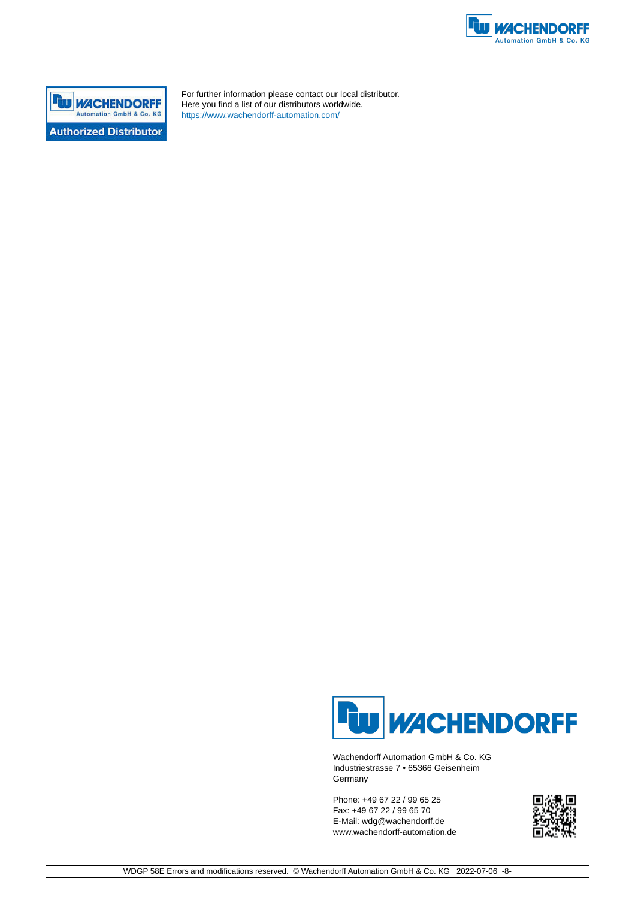Authorized Distributor

For further information please contact our local distributor.
Here you find a list of our distributors worldwide.
https://www.wachendorff-automation.com/

Wachendorff Automation GmbH & Co. KG
Industriestrasse 7 • 65366 Geisenheim
Germany

Phone: +49 67 22 / 99 65 25
Fax: +49 67 22 / 99 65 70
E-Mail: wdg@wachendorff.de
www.wachendorff-automation.de

WDGP 58E Errors and modifications reserved. © Wachendorff Automation GmbH & Co. KG 2022-07-06